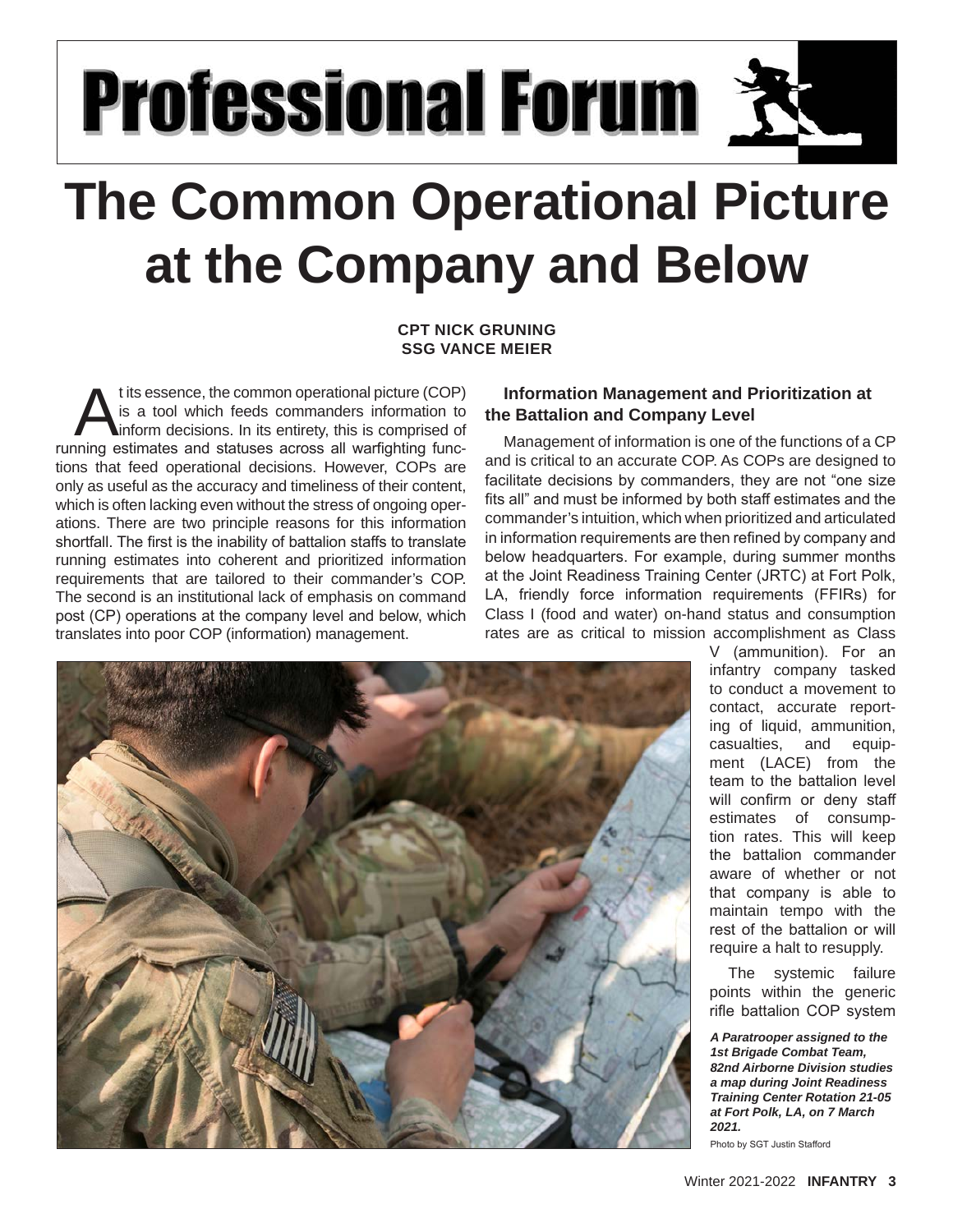# Professional Forum

# The Common Operational Picture at the Company and Below

**CPT NICK GRUNING**
**SSG VANCE MEIER**

At its essence, the common operational picture (COP) is a tool which feeds commanders information to inform decisions. In its entirety, this is comprised of running estimates and statuses across all warfighting functions that feed operational decisions. However, COPs are only as useful as the accuracy and timeliness of their content, which is often lacking even without the stress of ongoing operations. There are two principle reasons for this information shortfall. The first is the inability of battalion staffs to translate running estimates into coherent and prioritized information requirements that are tailored to their commander's COP. The second is an institutional lack of emphasis on command post (CP) operations at the company level and below, which translates into poor COP (information) management.

### Information Management and Prioritization at the Battalion and Company Level

Management of information is one of the functions of a CP and is critical to an accurate COP. As COPs are designed to facilitate decisions by commanders, they are not "one size fits all" and must be informed by both staff estimates and the commander's intuition, which when prioritized and articulated in information requirements are then refined by company and below headquarters. For example, during summer months at the Joint Readiness Training Center (JRTC) at Fort Polk, LA, friendly force information requirements (FFIRs) for Class I (food and water) on-hand status and consumption rates are as critical to mission accomplishment as Class V (ammunition). For an infantry company tasked to conduct a movement to contact, accurate reporting of liquid, ammunition, casualties, and equipment (LACE) from the team to the battalion level will confirm or deny staff estimates of consumption rates. This will keep the battalion commander aware of whether or not that company is able to maintain tempo with the rest of the battalion or will require a halt to resupply.

The systemic failure points within the generic rifle battalion COP system

*A Paratrooper assigned to the 1st Brigade Combat Team, 82nd Airborne Division studies a map during Joint Readiness Training Center Rotation 21-05 at Fort Polk, LA, on 7 March 2021.*

Photo by SGT Justin Stafford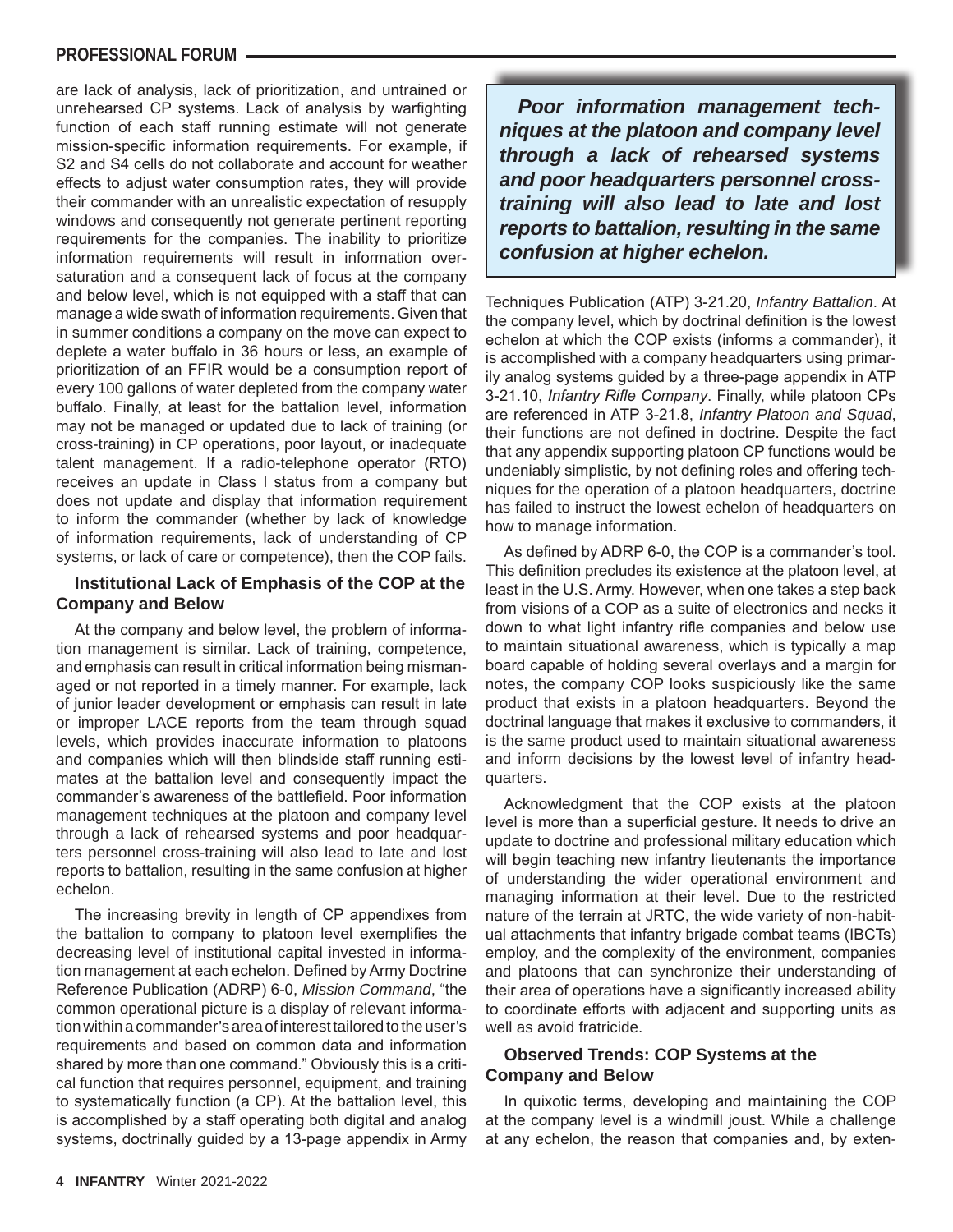are lack of analysis, lack of prioritization, and untrained or unrehearsed CP systems. Lack of analysis by warfighting function of each staff running estimate will not generate mission-specific information requirements. For example, if S2 and S4 cells do not collaborate and account for weather effects to adjust water consumption rates, they will provide their commander with an unrealistic expectation of resupply windows and consequently not generate pertinent reporting requirements for the companies. The inability to prioritize information requirements will result in information oversaturation and a consequent lack of focus at the company and below level, which is not equipped with a staff that can manage a wide swath of information requirements. Given that in summer conditions a company on the move can expect to deplete a water buffalo in 36 hours or less, an example of prioritization of an FFIR would be a consumption report of every 100 gallons of water depleted from the company water buffalo. Finally, at least for the battalion level, information may not be managed or updated due to lack of training (or cross-training) in CP operations, poor layout, or inadequate talent management. If a radio-telephone operator (RTO) receives an update in Class I status from a company but does not update and display that information requirement to inform the commander (whether by lack of knowledge of information requirements, lack of understanding of CP systems, or lack of care or competence), then the COP fails.

### Institutional Lack of Emphasis of the COP at the Company and Below

At the company and below level, the problem of information management is similar. Lack of training, competence, and emphasis can result in critical information being mismanaged or not reported in a timely manner. For example, lack of junior leader development or emphasis can result in late or improper LACE reports from the team through squad levels, which provides inaccurate information to platoons and companies which will then blindside staff running estimates at the battalion level and consequently impact the commander's awareness of the battlefield. Poor information management techniques at the platoon and company level through a lack of rehearsed systems and poor headquarters personnel cross-training will also lead to late and lost reports to battalion, resulting in the same confusion at higher echelon.

> ***Poor information management techniques at the platoon and company level through a lack of rehearsed systems and poor headquarters personnel cross-training will also lead to late and lost reports to battalion, resulting in the same confusion at higher echelon.***

The increasing brevity in length of CP appendixes from the battalion to company to platoon level exemplifies the decreasing level of institutional capital invested in information management at each echelon. Defined by Army Doctrine Reference Publication (ADRP) 6-0, *Mission Command*, "the common operational picture is a display of relevant information within a commander's area of interest tailored to the user's requirements and based on common data and information shared by more than one command." Obviously this is a critical function that requires personnel, equipment, and training to systematically function (a CP). At the battalion level, this is accomplished by a staff operating both digital and analog systems, doctrinally guided by a 13-page appendix in Army Techniques Publication (ATP) 3-21.20, *Infantry Battalion*. At the company level, which by doctrinal definition is the lowest echelon at which the COP exists (informs a commander), it is accomplished with a company headquarters using primarily analog systems guided by a three-page appendix in ATP 3-21.10, *Infantry Rifle Company*. Finally, while platoon CPs are referenced in ATP 3-21.8, *Infantry Platoon and Squad*, their functions are not defined in doctrine. Despite the fact that any appendix supporting platoon CP functions would be undeniably simplistic, by not defining roles and offering techniques for the operation of a platoon headquarters, doctrine has failed to instruct the lowest echelon of headquarters on how to manage information.

As defined by ADRP 6-0, the COP is a commander's tool. This definition precludes its existence at the platoon level, at least in the U.S. Army. However, when one takes a step back from visions of a COP as a suite of electronics and necks it down to what light infantry rifle companies and below use to maintain situational awareness, which is typically a map board capable of holding several overlays and a margin for notes, the company COP looks suspiciously like the same product that exists in a platoon headquarters. Beyond the doctrinal language that makes it exclusive to commanders, it is the same product used to maintain situational awareness and inform decisions by the lowest level of infantry headquarters.

Acknowledgment that the COP exists at the platoon level is more than a superficial gesture. It needs to drive an update to doctrine and professional military education which will begin teaching new infantry lieutenants the importance of understanding the wider operational environment and managing information at their level. Due to the restricted nature of the terrain at JRTC, the wide variety of non-habitual attachments that infantry brigade combat teams (IBCTs) employ, and the complexity of the environment, companies and platoons that can synchronize their understanding of their area of operations have a significantly increased ability to coordinate efforts with adjacent and supporting units as well as avoid fratricide.

### Observed Trends: COP Systems at the Company and Below

In quixotic terms, developing and maintaining the COP at the company level is a windmill joust. While a challenge at any echelon, the reason that companies and, by exten-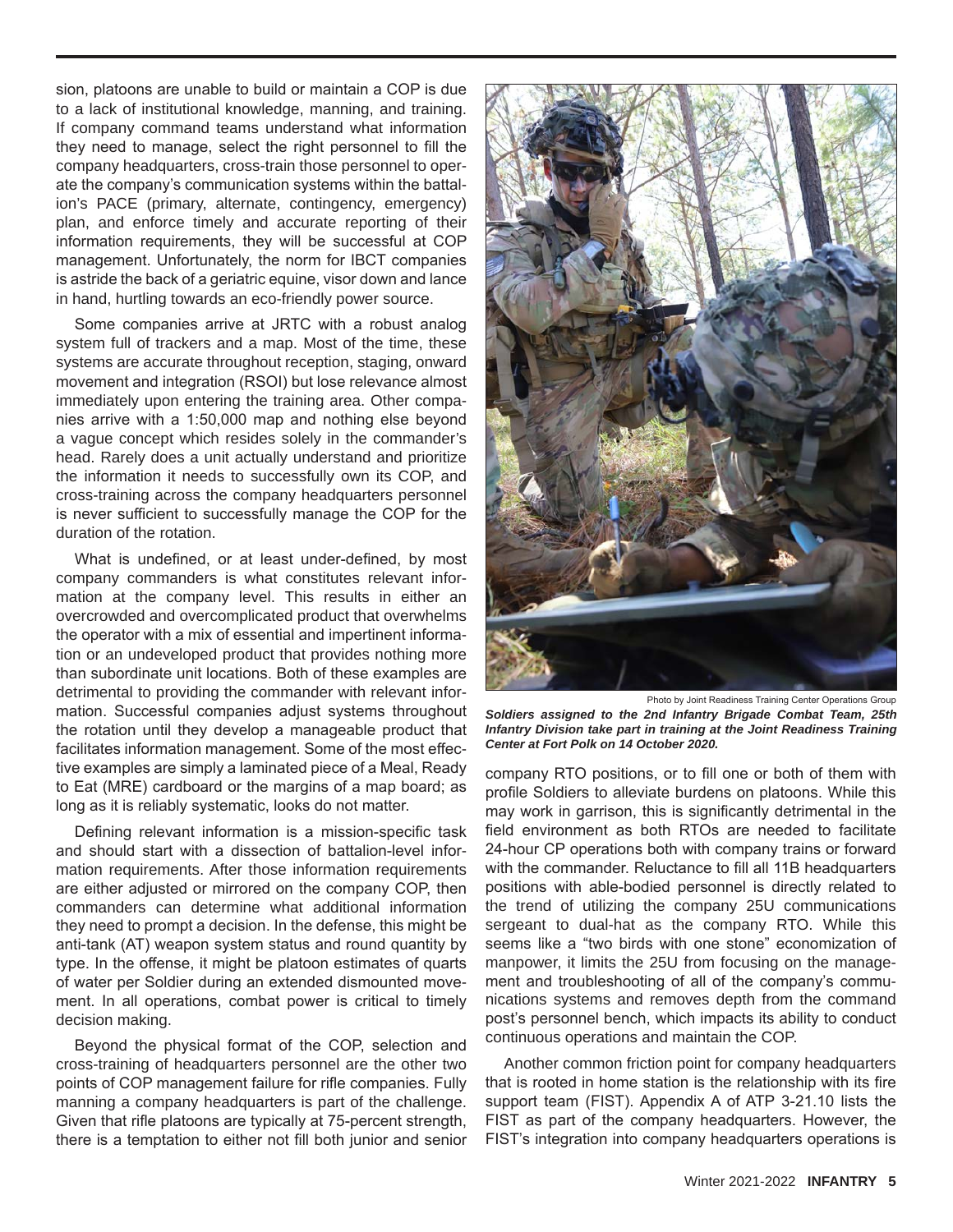sion, platoons are unable to build or maintain a COP is due to a lack of institutional knowledge, manning, and training. If company command teams understand what information they need to manage, select the right personnel to fill the company headquarters, cross-train those personnel to operate the company's communication systems within the battalion's PACE (primary, alternate, contingency, emergency) plan, and enforce timely and accurate reporting of their information requirements, they will be successful at COP management. Unfortunately, the norm for IBCT companies is astride the back of a geriatric equine, visor down and lance in hand, hurtling towards an eco-friendly power source.

Some companies arrive at JRTC with a robust analog system full of trackers and a map. Most of the time, these systems are accurate throughout reception, staging, onward movement and integration (RSOI) but lose relevance almost immediately upon entering the training area. Other companies arrive with a 1:50,000 map and nothing else beyond a vague concept which resides solely in the commander's head. Rarely does a unit actually understand and prioritize the information it needs to successfully own its COP, and cross-training across the company headquarters personnel is never sufficient to successfully manage the COP for the duration of the rotation.

What is undefined, or at least under-defined, by most company commanders is what constitutes relevant information at the company level. This results in either an overcrowded and overcomplicated product that overwhelms the operator with a mix of essential and impertinent information or an undeveloped product that provides nothing more than subordinate unit locations. Both of these examples are detrimental to providing the commander with relevant information. Successful companies adjust systems throughout the rotation until they develop a manageable product that facilitates information management. Some of the most effective examples are simply a laminated piece of a Meal, Ready to Eat (MRE) cardboard or the margins of a map board; as long as it is reliably systematic, looks do not matter.

Defining relevant information is a mission-specific task and should start with a dissection of battalion-level information requirements. After those information requirements are either adjusted or mirrored on the company COP, then commanders can determine what additional information they need to prompt a decision. In the defense, this might be anti-tank (AT) weapon system status and round quantity by type. In the offense, it might be platoon estimates of quarts of water per Soldier during an extended dismounted movement. In all operations, combat power is critical to timely decision making.

Beyond the physical format of the COP, selection and cross-training of headquarters personnel are the other two points of COP management failure for rifle companies. Fully manning a company headquarters is part of the challenge. Given that rifle platoons are typically at 75-percent strength, there is a temptation to either not fill both junior and senior company RTO positions, or to fill one or both of them with profile Soldiers to alleviate burdens on platoons. While this may work in garrison, this is significantly detrimental in the field environment as both RTOs are needed to facilitate 24-hour CP operations both with company trains or forward with the commander. Reluctance to fill all 11B headquarters positions with able-bodied personnel is directly related to the trend of utilizing the company 25U communications sergeant to dual-hat as the company RTO. While this seems like a "two birds with one stone" economization of manpower, it limits the 25U from focusing on the management and troubleshooting of all of the company's communications systems and removes depth from the command post's personnel bench, which impacts its ability to conduct continuous operations and maintain the COP.

Photo by Joint Readiness Training Center Operations Group

***Soldiers assigned to the 2nd Infantry Brigade Combat Team, 25th Infantry Division take part in training at the Joint Readiness Training Center at Fort Polk on 14 October 2020.***

Another common friction point for company headquarters that is rooted in home station is the relationship with its fire support team (FIST). Appendix A of ATP 3-21.10 lists the FIST as part of the company headquarters. However, the FIST's integration into company headquarters operations is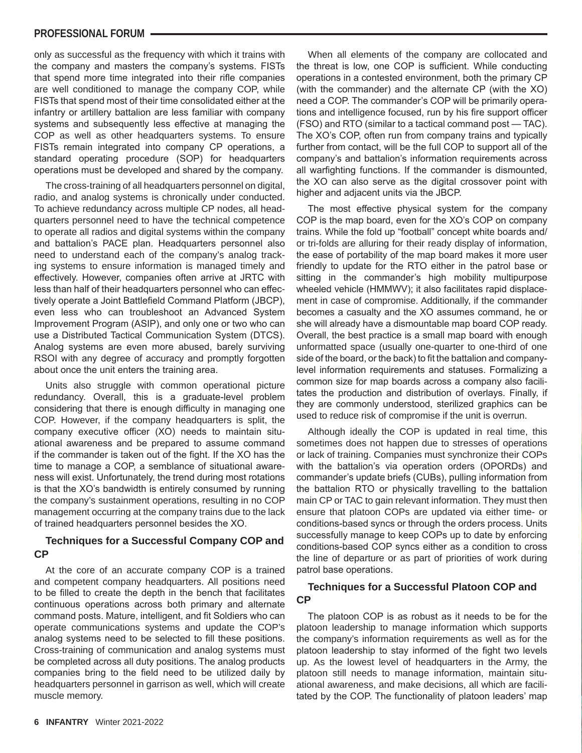only as successful as the frequency with which it trains with the company and masters the company's systems. FISTs that spend more time integrated into their rifle companies are well conditioned to manage the company COP, while FISTs that spend most of their time consolidated either at the infantry or artillery battalion are less familiar with company systems and subsequently less effective at managing the COP as well as other headquarters systems. To ensure FISTs remain integrated into company CP operations, a standard operating procedure (SOP) for headquarters operations must be developed and shared by the company.

The cross-training of all headquarters personnel on digital, radio, and analog systems is chronically under conducted. To achieve redundancy across multiple CP nodes, all headquarters personnel need to have the technical competence to operate all radios and digital systems within the company and battalion's PACE plan. Headquarters personnel also need to understand each of the company's analog tracking systems to ensure information is managed timely and effectively. However, companies often arrive at JRTC with less than half of their headquarters personnel who can effectively operate a Joint Battlefield Command Platform (JBCP), even less who can troubleshoot an Advanced System Improvement Program (ASIP), and only one or two who can use a Distributed Tactical Communication System (DTCS). Analog systems are even more abused, barely surviving RSOI with any degree of accuracy and promptly forgotten about once the unit enters the training area.

Units also struggle with common operational picture redundancy. Overall, this is a graduate-level problem considering that there is enough difficulty in managing one COP. However, if the company headquarters is split, the company executive officer (XO) needs to maintain situational awareness and be prepared to assume command if the commander is taken out of the fight. If the XO has the time to manage a COP, a semblance of situational awareness will exist. Unfortunately, the trend during most rotations is that the XO's bandwidth is entirely consumed by running the company's sustainment operations, resulting in no COP management occurring at the company trains due to the lack of trained headquarters personnel besides the XO.

### Techniques for a Successful Company COP and CP

At the core of an accurate company COP is a trained and competent company headquarters. All positions need to be filled to create the depth in the bench that facilitates continuous operations across both primary and alternate command posts. Mature, intelligent, and fit Soldiers who can operate communications systems and update the COP's analog systems need to be selected to fill these positions. Cross-training of communication and analog systems must be completed across all duty positions. The analog products companies bring to the field need to be utilized daily by headquarters personnel in garrison as well, which will create muscle memory.

When all elements of the company are collocated and the threat is low, one COP is sufficient. While conducting operations in a contested environment, both the primary CP (with the commander) and the alternate CP (with the XO) need a COP. The commander's COP will be primarily operations and intelligence focused, run by his fire support officer (FSO) and RTO (similar to a tactical command post — TAC). The XO's COP, often run from company trains and typically further from contact, will be the full COP to support all of the company's and battalion's information requirements across all warfighting functions. If the commander is dismounted, the XO can also serve as the digital crossover point with higher and adjacent units via the JBCP.

The most effective physical system for the company COP is the map board, even for the XO's COP on company trains. While the fold up "football" concept white boards and/or tri-folds are alluring for their ready display of information, the ease of portability of the map board makes it more user friendly to update for the RTO either in the patrol base or sitting in the commander's high mobility multipurpose wheeled vehicle (HMMWV); it also facilitates rapid displacement in case of compromise. Additionally, if the commander becomes a casualty and the XO assumes command, he or she will already have a dismountable map board COP ready. Overall, the best practice is a small map board with enough unformatted space (usually one-quarter to one-third of one side of the board, or the back) to fit the battalion and company-level information requirements and statuses. Formalizing a common size for map boards across a company also facilitates the production and distribution of overlays. Finally, if they are commonly understood, sterilized graphics can be used to reduce risk of compromise if the unit is overrun.

Although ideally the COP is updated in real time, this sometimes does not happen due to stresses of operations or lack of training. Companies must synchronize their COPs with the battalion's via operation orders (OPORDs) and commander's update briefs (CUBs), pulling information from the battalion RTO or physically travelling to the battalion main CP or TAC to gain relevant information. They must then ensure that platoon COPs are updated via either time- or conditions-based syncs or through the orders process. Units successfully manage to keep COPs up to date by enforcing conditions-based COP syncs either as a condition to cross the line of departure or as part of priorities of work during patrol base operations.

### Techniques for a Successful Platoon COP and CP

The platoon COP is as robust as it needs to be for the platoon leadership to manage information which supports the company's information requirements as well as for the platoon leadership to stay informed of the fight two levels up. As the lowest level of headquarters in the Army, the platoon still needs to manage information, maintain situational awareness, and make decisions, all which are facilitated by the COP. The functionality of platoon leaders' map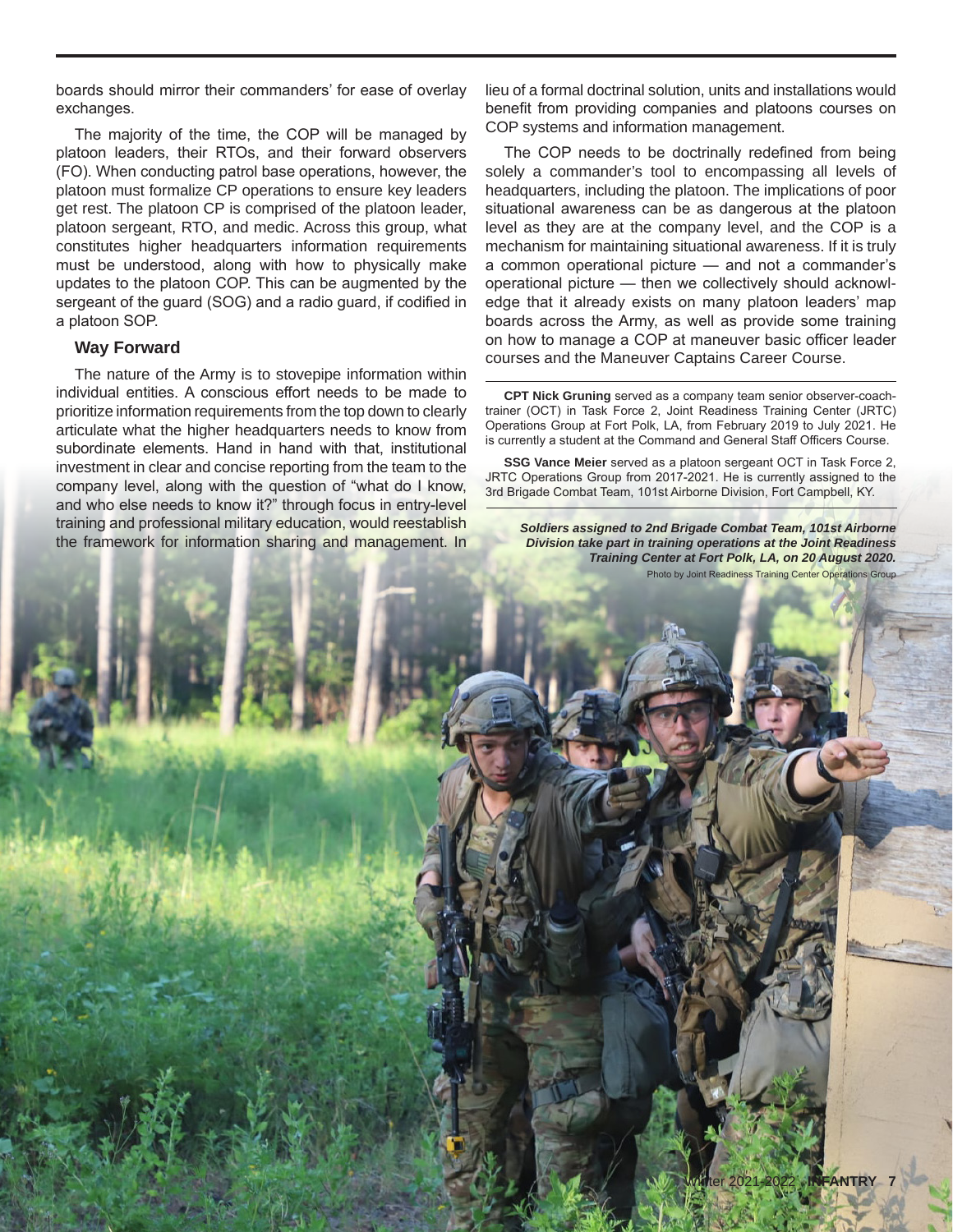boards should mirror their commanders' for ease of overlay exchanges.

The majority of the time, the COP will be managed by platoon leaders, their RTOs, and their forward observers (FO). When conducting patrol base operations, however, the platoon must formalize CP operations to ensure key leaders get rest. The platoon CP is comprised of the platoon leader, platoon sergeant, RTO, and medic. Across this group, what constitutes higher headquarters information requirements must be understood, along with how to physically make updates to the platoon COP. This can be augmented by the sergeant of the guard (SOG) and a radio guard, if codified in a platoon SOP.

## Way Forward

The nature of the Army is to stovepipe information within individual entities. A conscious effort needs to be made to prioritize information requirements from the top down to clearly articulate what the higher headquarters needs to know from subordinate elements. Hand in hand with that, institutional investment in clear and concise reporting from the team to the company level, along with the question of "what do I know, and who else needs to know it?" through focus in entry-level training and professional military education, would reestablish the framework for information sharing and management. In lieu of a formal doctrinal solution, units and installations would benefit from providing companies and platoons courses on COP systems and information management.

The COP needs to be doctrinally redefined from being solely a commander's tool to encompassing all levels of headquarters, including the platoon. The implications of poor situational awareness can be as dangerous at the platoon level as they are at the company level, and the COP is a mechanism for maintaining situational awareness. If it is truly a common operational picture — and not a commander's operational picture — then we collectively should acknowledge that it already exists on many platoon leaders' map boards across the Army, as well as provide some training on how to manage a COP at maneuver basic officer leader courses and the Maneuver Captains Career Course.

---

**CPT Nick Gruning** served as a company team senior observer-coach-trainer (OCT) in Task Force 2, Joint Readiness Training Center (JRTC) Operations Group at Fort Polk, LA, from February 2019 to July 2021. He is currently a student at the Command and General Staff Officers Course.

**SSG Vance Meier** served as a platoon sergeant OCT in Task Force 2, JRTC Operations Group from 2017-2021. He is currently assigned to the 3rd Brigade Combat Team, 101st Airborne Division, Fort Campbell, KY.

***Soldiers assigned to 2nd Brigade Combat Team, 101st Airborne Division take part in training operations at the Joint Readiness Training Center at Fort Polk, LA, on 20 August 2020.***

Photo by Joint Readiness Training Center Operations Group